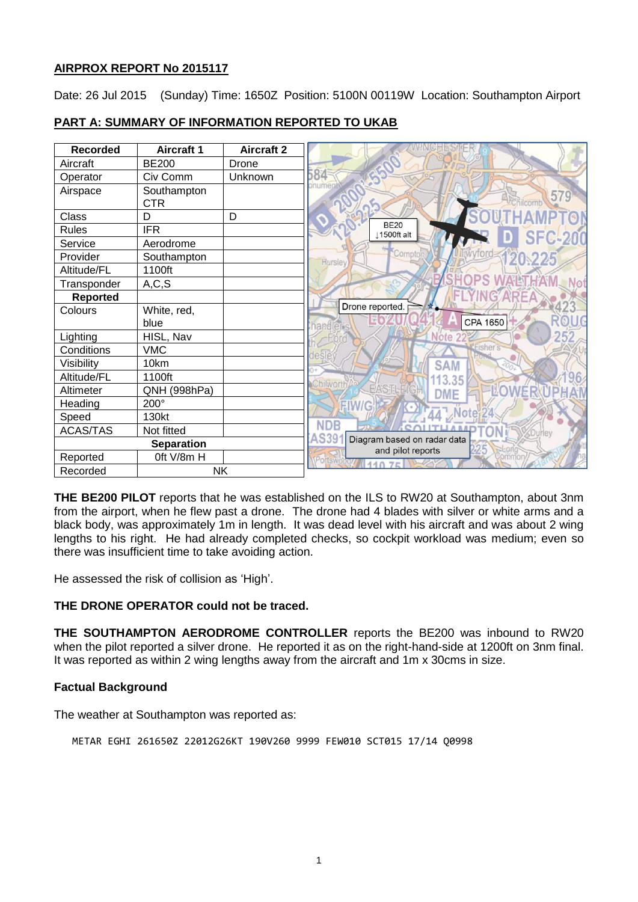## AIRPROX REPORT No 2015117

Date: 26 Jul 2015 (Sunday) Time: 1650Z Position: 5100N 00119W Location: Southampton Airport

## PART A: SUMMARY OF INFORMATION REPORTED TO UKAB

| Recorded | Aircraft 1 | Aircraft 2 |
|---|---|---|
| Aircraft | BE200 | Drone |
| Operator | Civ Comm | Unknown |
| Airspace | Southampton CTR | |
| Class | D | D |
| Rules | IFR | |
| Service | Aerodrome | |
| Provider | Southampton | |
| Altitude/FL | 1100ft | |
| Transponder | A,C,S | |
| **Reported** | | |
| Colours | White, red, blue | |
| Lighting | HISL, Nav | |
| Conditions | VMC | |
| Visibility | 10km | |
| Altitude/FL | 1100ft | |
| Altimeter | QNH (998hPa) | |
| Heading | 200° | |
| Speed | 130kt | |
| ACAS/TAS | Not fitted | |
| **Separation** | | |
| Reported | 0ft V/8m H | |
| Recorded | NK | |

BE20 ↓1500ft alt

Drone reported.

CPA 1650

Diagram based on radar data and pilot reports

**THE BE200 PILOT** reports that he was established on the ILS to RW20 at Southampton, about 3nm from the airport, when he flew past a drone. The drone had 4 blades with silver or white arms and a black body, was approximately 1m in length. It was dead level with his aircraft and was about 2 wing lengths to his right. He had already completed checks, so cockpit workload was medium; even so there was insufficient time to take avoiding action.

He assessed the risk of collision as 'High'.

**THE DRONE OPERATOR could not be traced.**

**THE SOUTHAMPTON AERODROME CONTROLLER** reports the BE200 was inbound to RW20 when the pilot reported a silver drone. He reported it as on the right-hand-side at 1200ft on 3nm final. It was reported as within 2 wing lengths away from the aircraft and 1m x 30cms in size.

### Factual Background

The weather at Southampton was reported as:

```
METAR EGHI 261650Z 22012G26KT 190V260 9999 FEW010 SCT015 17/14 Q0998
```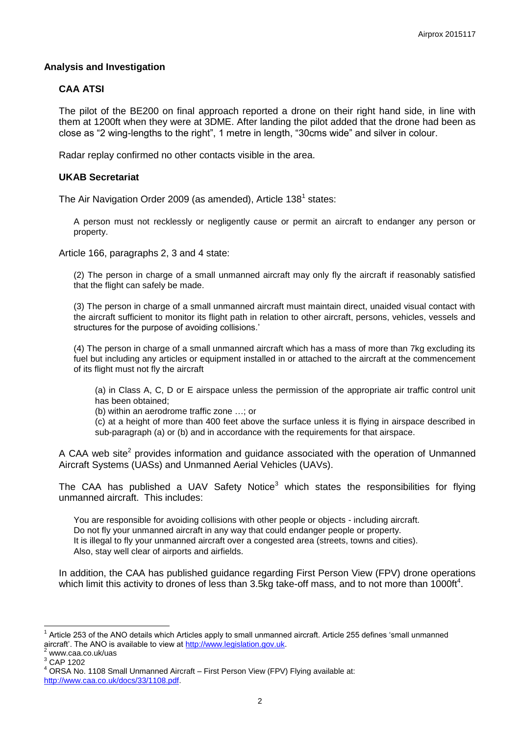## Analysis and Investigation

### CAA ATSI

The pilot of the BE200 on final approach reported a drone on their right hand side, in line with them at 1200ft when they were at 3DME. After landing the pilot added that the drone had been as close as "2 wing-lengths to the right", 1 metre in length, "30cms wide" and silver in colour.

Radar replay confirmed no other contacts visible in the area.

### UKAB Secretariat

The Air Navigation Order 2009 (as amended), Article 138[1] states:

> A person must not recklessly or negligently cause or permit an aircraft to endanger any person or property.

Article 166, paragraphs 2, 3 and 4 state:

> (2) The person in charge of a small unmanned aircraft may only fly the aircraft if reasonably satisfied that the flight can safely be made.
>
> (3) The person in charge of a small unmanned aircraft must maintain direct, unaided visual contact with the aircraft sufficient to monitor its flight path in relation to other aircraft, persons, vehicles, vessels and structures for the purpose of avoiding collisions.'
>
> (4) The person in charge of a small unmanned aircraft which has a mass of more than 7kg excluding its fuel but including any articles or equipment installed in or attached to the aircraft at the commencement of its flight must not fly the aircraft
>
> (a) in Class A, C, D or E airspace unless the permission of the appropriate air traffic control unit has been obtained;
>
> (b) within an aerodrome traffic zone …; or
>
> (c) at a height of more than 400 feet above the surface unless it is flying in airspace described in sub-paragraph (a) or (b) and in accordance with the requirements for that airspace.

A CAA web site[2] provides information and guidance associated with the operation of Unmanned Aircraft Systems (UASs) and Unmanned Aerial Vehicles (UAVs).

The CAA has published a UAV Safety Notice[3] which states the responsibilities for flying unmanned aircraft. This includes:

> You are responsible for avoiding collisions with other people or objects - including aircraft.
> Do not fly your unmanned aircraft in any way that could endanger people or property.
> It is illegal to fly your unmanned aircraft over a congested area (streets, towns and cities).
> Also, stay well clear of airports and airfields.

In addition, the CAA has published guidance regarding First Person View (FPV) drone operations which limit this activity to drones of less than 3.5kg take-off mass, and to not more than 1000ft[4].

---

[1] Article 253 of the ANO details which Articles apply to small unmanned aircraft. Article 255 defines 'small unmanned aircraft'. The ANO is available to view at http://www.legislation.gov.uk.

[2] www.caa.co.uk/uas

[3] CAP 1202

[4] ORSA No. 1108 Small Unmanned Aircraft – First Person View (FPV) Flying available at: http://www.caa.co.uk/docs/33/1108.pdf.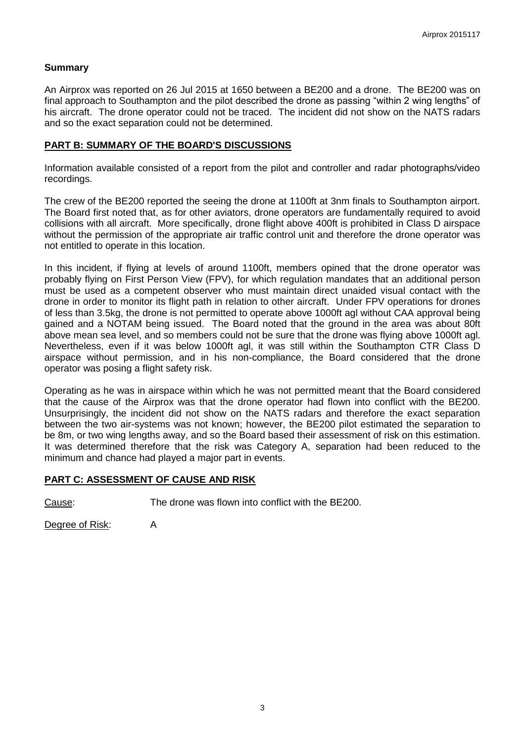**Summary**

An Airprox was reported on 26 Jul 2015 at 1650 between a BE200 and a drone. The BE200 was on final approach to Southampton and the pilot described the drone as passing "within 2 wing lengths" of his aircraft. The drone operator could not be traced. The incident did not show on the NATS radars and so the exact separation could not be determined.

## PART B: SUMMARY OF THE BOARD'S DISCUSSIONS

Information available consisted of a report from the pilot and controller and radar photographs/video recordings.

The crew of the BE200 reported the seeing the drone at 1100ft at 3nm finals to Southampton airport. The Board first noted that, as for other aviators, drone operators are fundamentally required to avoid collisions with all aircraft. More specifically, drone flight above 400ft is prohibited in Class D airspace without the permission of the appropriate air traffic control unit and therefore the drone operator was not entitled to operate in this location.

In this incident, if flying at levels of around 1100ft, members opined that the drone operator was probably flying on First Person View (FPV), for which regulation mandates that an additional person must be used as a competent observer who must maintain direct unaided visual contact with the drone in order to monitor its flight path in relation to other aircraft. Under FPV operations for drones of less than 3.5kg, the drone is not permitted to operate above 1000ft agl without CAA approval being gained and a NOTAM being issued. The Board noted that the ground in the area was about 80ft above mean sea level, and so members could not be sure that the drone was flying above 1000ft agl. Nevertheless, even if it was below 1000ft agl, it was still within the Southampton CTR Class D airspace without permission, and in his non-compliance, the Board considered that the drone operator was posing a flight safety risk.

Operating as he was in airspace within which he was not permitted meant that the Board considered that the cause of the Airprox was that the drone operator had flown into conflict with the BE200. Unsurprisingly, the incident did not show on the NATS radars and therefore the exact separation between the two air-systems was not known; however, the BE200 pilot estimated the separation to be 8m, or two wing lengths away, and so the Board based their assessment of risk on this estimation. It was determined therefore that the risk was Category A, separation had been reduced to the minimum and chance had played a major part in events.

## PART C: ASSESSMENT OF CAUSE AND RISK

Cause: The drone was flown into conflict with the BE200.

Degree of Risk: A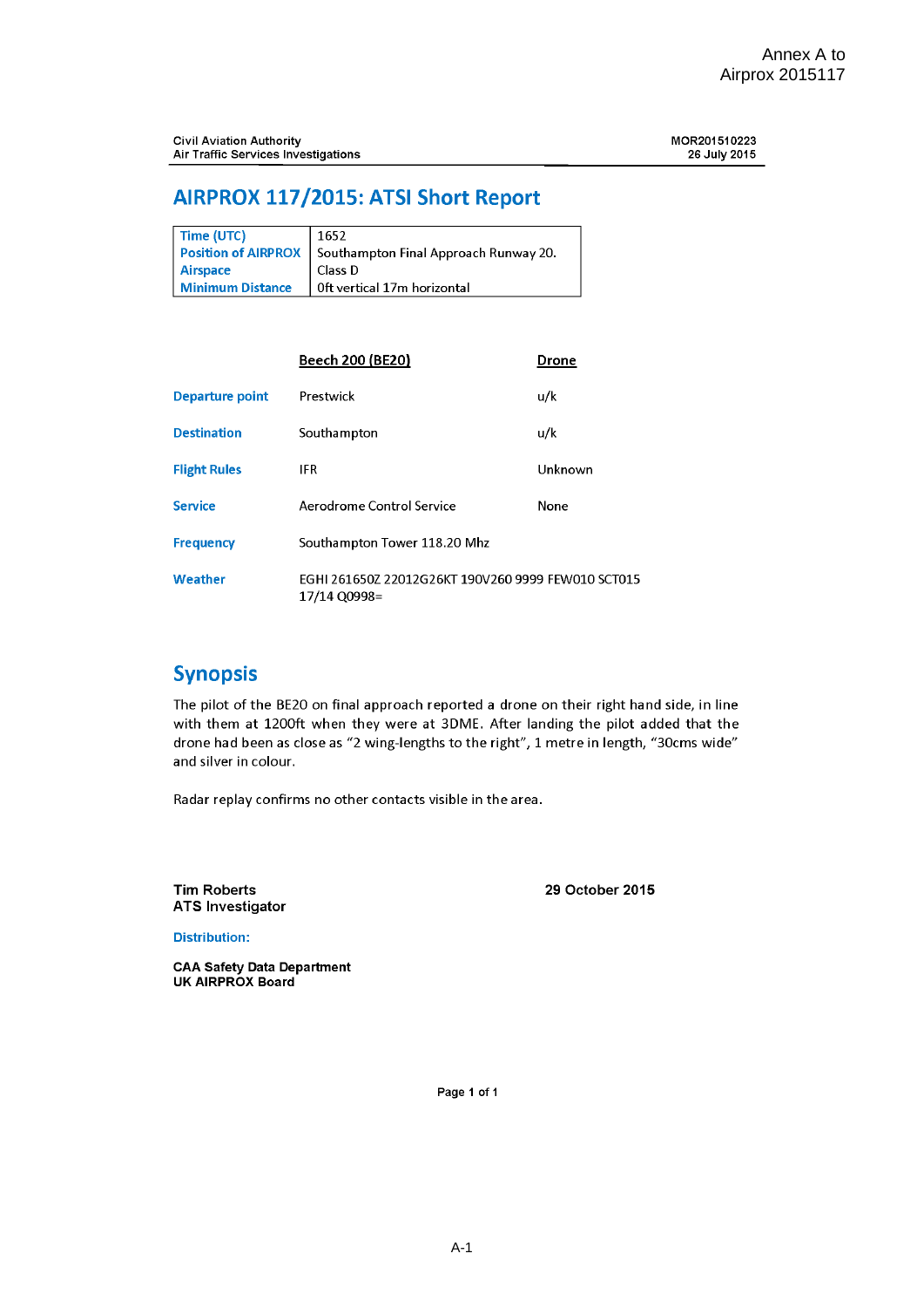Annex A to
Airprox 2015117

Civil Aviation Authority
Air Traffic Services Investigations

MOR201510223
26 July 2015

# AIRPROX 117/2015: ATSI Short Report

| | |
|---|---|
| Time (UTC) | 1652 |
| Position of AIRPROX | Southampton Final Approach Runway 20. |
| Airspace | Class D |
| Minimum Distance | 0ft vertical 17m horizontal |

| | Beech 200 (BE20) | Drone |
|---|---|---|
| Departure point | Prestwick | u/k |
| Destination | Southampton | u/k |
| Flight Rules | IFR | Unknown |
| Service | Aerodrome Control Service | None |
| Frequency | Southampton Tower 118.20 Mhz | |
| Weather | EGHI 261650Z 22012G26KT 190V260 9999 FEW010 SCT015 17/14 Q0998= | |

## Synopsis

The pilot of the BE20 on final approach reported a drone on their right hand side, in line with them at 1200ft when they were at 3DME. After landing the pilot added that the drone had been as close as "2 wing-lengths to the right", 1 metre in length, "30cms wide" and silver in colour.

Radar replay confirms no other contacts visible in the area.

**Tim Roberts**
**ATS Investigator**

**29 October 2015**

Distribution:

**CAA Safety Data Department**
**UK AIRPROX Board**